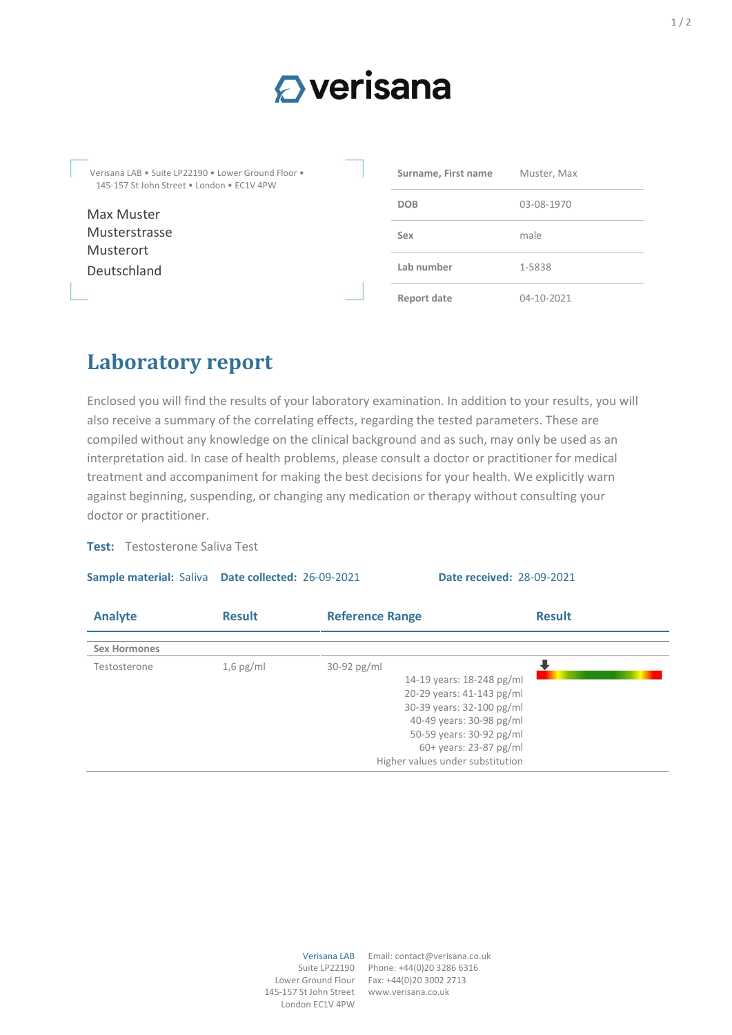# verisana

Verisana LAB • Suite LP22190 • Lower Ground Floor • 145-157 St John Street • London • EC1V 4PW

Max Muster
Musterstrasse
Musterort
Deutschland

| Surname, First name | Muster, Max |
|---|---|
| DOB | 03-08-1970 |
| Sex | male |
| Lab number | 1-5838 |
| Report date | 04-10-2021 |

## Laboratory report

Enclosed you will find the results of your laboratory examination. In addition to your results, you will also receive a summary of the correlating effects, regarding the tested parameters. These are compiled without any knowledge on the clinical background and as such, may only be used as an interpretation aid. In case of health problems, please consult a doctor or practitioner for medical treatment and accompaniment for making the best decisions for your health. We explicitly warn against beginning, suspending, or changing any medication or therapy without consulting your doctor or practitioner.

**Test:** Testosterone Saliva Test

**Sample material:** Saliva **Date collected:** 26-09-2021 **Date received:** 28-09-2021

| Analyte | Result | Reference Range | Result |
|---|---|---|---|
| **Sex Hormones** | | | |
| Testosterone | 1,6 pg/ml | 30-92 pg/ml<br>14-19 years: 18-248 pg/ml<br>20-29 years: 41-143 pg/ml<br>30-39 years: 32-100 pg/ml<br>40-49 years: 30-98 pg/ml<br>50-59 years: 30-92 pg/ml<br>60+ years: 23-87 pg/ml<br>Higher values under substitution | ⬇ |

Verisana LAB
Suite LP22190
Lower Ground Flour
145-157 St John Street
London EC1V 4PW

Email: contact@verisana.co.uk
Phone: +44(0)20 3286 6316
Fax: +44(0)20 3002 2713
www.verisana.co.uk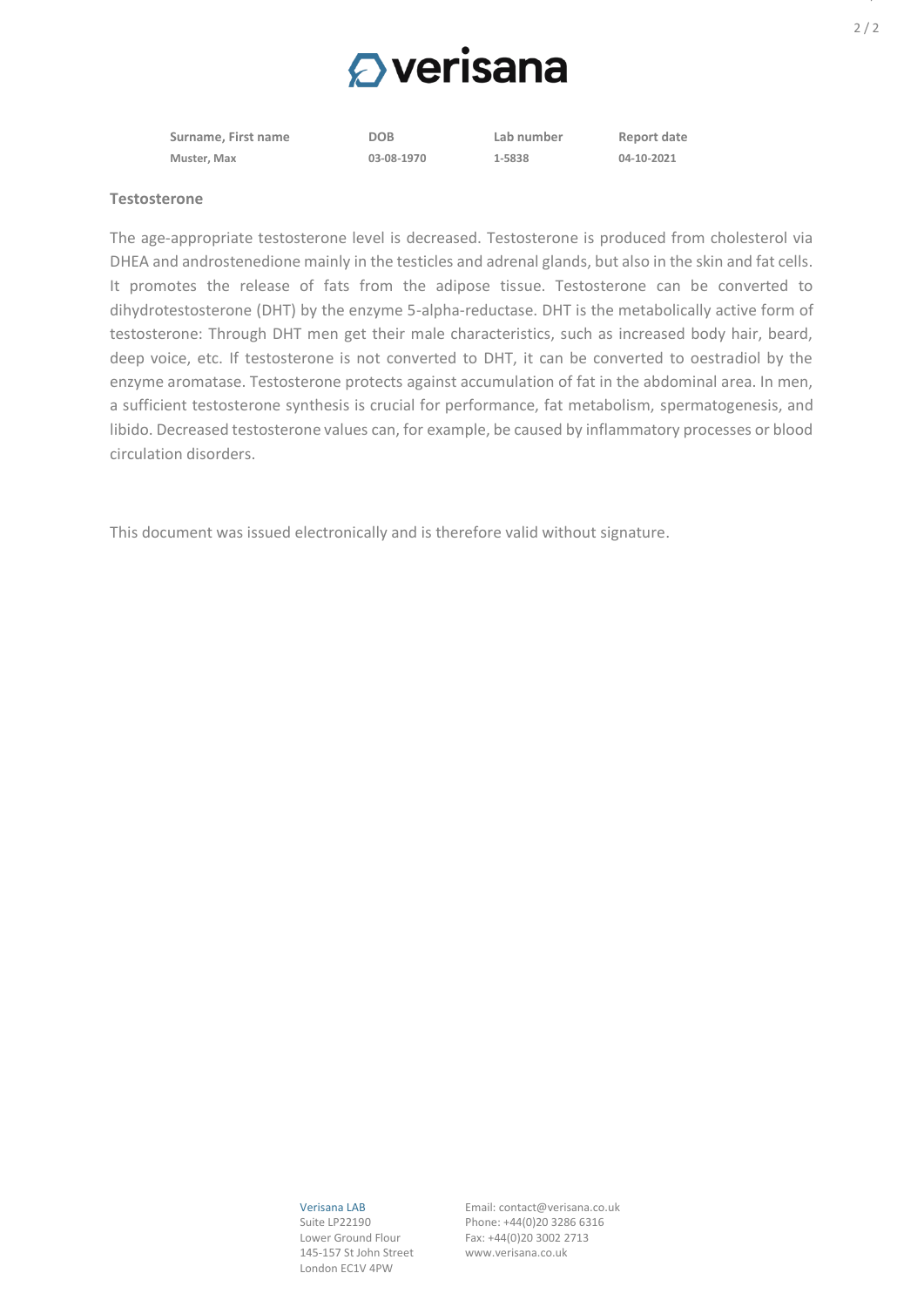| Surname, First name | DOB | Lab number | Report date |
| --- | --- | --- | --- |
| Muster, Max | 03-08-1970 | 1-5838 | 04-10-2021 |

**Testosterone**

The age-appropriate testosterone level is decreased. Testosterone is produced from cholesterol via DHEA and androstenedione mainly in the testicles and adrenal glands, but also in the skin and fat cells. It promotes the release of fats from the adipose tissue. Testosterone can be converted to dihydrotestosterone (DHT) by the enzyme 5-alpha-reductase. DHT is the metabolically active form of testosterone: Through DHT men get their male characteristics, such as increased body hair, beard, deep voice, etc. If testosterone is not converted to DHT, it can be converted to oestradiol by the enzyme aromatase. Testosterone protects against accumulation of fat in the abdominal area. In men, a sufficient testosterone synthesis is crucial for performance, fat metabolism, spermatogenesis, and libido. Decreased testosterone values can, for example, be caused by inflammatory processes or blood circulation disorders.

This document was issued electronically and is therefore valid without signature.